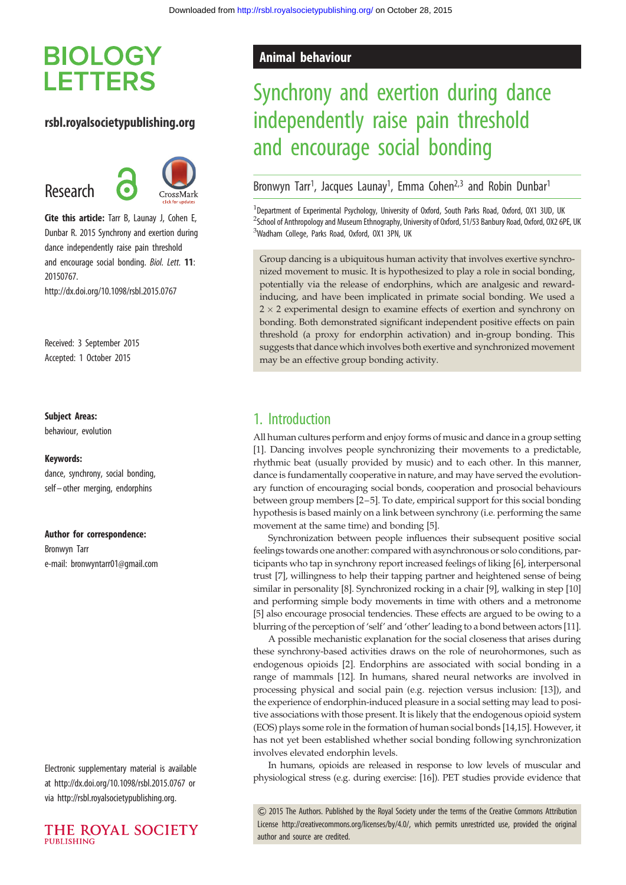# BIOLOGY LETTERS

**rsbl.royalsocietypublishing.org**

Research

**Cite this article:** Tarr B, Launay J, Cohen E, Dunbar R. 2015 Synchrony and exertion during dance independently raise pain threshold and encourage social bonding. *Biol. Lett.* **11**: 20150767.
http://dx.doi.org/10.1098/rsbl.2015.0767

Received: 3 September 2015
Accepted: 1 October 2015

**Subject Areas:**
behaviour, evolution

**Keywords:**
dance, synchrony, social bonding, self–other merging, endorphins

**Author for correspondence:**
Bronwyn Tarr
e-mail: bronwyntarr01@gmail.com

Electronic supplementary material is available at http://dx.doi.org/10.1098/rsbl.2015.0767 or via http://rsbl.royalsocietypublishing.org.

**Animal behaviour**

# Synchrony and exertion during dance independently raise pain threshold and encourage social bonding

Bronwyn Tarr[1], Jacques Launay[1], Emma Cohen[2,3] and Robin Dunbar[1]

[1]Department of Experimental Psychology, University of Oxford, South Parks Road, Oxford, OX1 3UD, UK
[2]School of Anthropology and Museum Ethnography, University of Oxford, 51/53 Banbury Road, Oxford, OX2 6PE, UK
[3]Wadham College, Parks Road, Oxford, OX1 3PN, UK

Group dancing is a ubiquitous human activity that involves exertive synchronized movement to music. It is hypothesized to play a role in social bonding, potentially via the release of endorphins, which are analgesic and reward-inducing, and have been implicated in primate social bonding. We used a $2 \times 2$ experimental design to examine effects of exertion and synchrony on bonding. Both demonstrated significant independent positive effects on pain threshold (a proxy for endorphin activation) and in-group bonding. This suggests that dance which involves both exertive and synchronized movement may be an effective group bonding activity.

## 1. Introduction

All human cultures perform and enjoy forms of music and dance in a group setting [1]. Dancing involves people synchronizing their movements to a predictable, rhythmic beat (usually provided by music) and to each other. In this manner, dance is fundamentally cooperative in nature, and may have served the evolutionary function of encouraging social bonds, cooperation and prosocial behaviours between group members [2–5]. To date, empirical support for this social bonding hypothesis is based mainly on a link between synchrony (i.e. performing the same movement at the same time) and bonding [5].

Synchronization between people influences their subsequent positive social feelings towards one another: compared with asynchronous or solo conditions, participants who tap in synchrony report increased feelings of liking [6], interpersonal trust [7], willingness to help their tapping partner and heightened sense of being similar in personality [8]. Synchronized rocking in a chair [9], walking in step [10] and performing simple body movements in time with others and a metronome [5] also encourage prosocial tendencies. These effects are argued to be owing to a blurring of the perception of 'self' and 'other' leading to a bond between actors [11].

A possible mechanistic explanation for the social closeness that arises during these synchrony-based activities draws on the role of neurohormones, such as endogenous opioids [2]. Endorphins are associated with social bonding in a range of mammals [12]. In humans, shared neural networks are involved in processing physical and social pain (e.g. rejection versus inclusion: [13]), and the experience of endorphin-induced pleasure in a social setting may lead to positive associations with those present. It is likely that the endogenous opioid system (EOS) plays some role in the formation of human social bonds [14,15]. However, it has not yet been established whether social bonding following synchronization involves elevated endorphin levels.

In humans, opioids are released in response to low levels of muscular and physiological stress (e.g. during exercise: [16]). PET studies provide evidence that

© 2015 The Authors. Published by the Royal Society under the terms of the Creative Commons Attribution License http://creativecommons.org/licenses/by/4.0/, which permits unrestricted use, provided the original author and source are credited.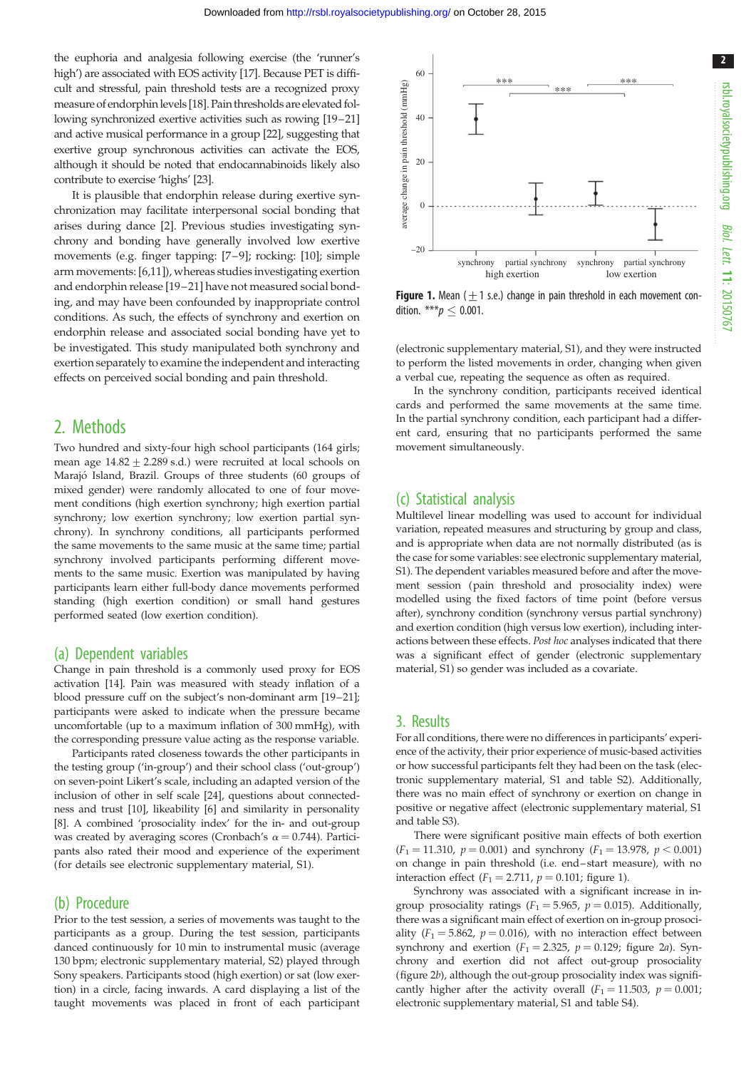the euphoria and analgesia following exercise (the 'runner's high') are associated with EOS activity [17]. Because PET is difficult and stressful, pain threshold tests are a recognized proxy measure of endorphin levels [18]. Pain thresholds are elevated following synchronized exertive activities such as rowing [19–21] and active musical performance in a group [22], suggesting that exertive group synchronous activities can activate the EOS, although it should be noted that endocannabinoids likely also contribute to exercise 'highs' [23].

It is plausible that endorphin release during exertive synchronization may facilitate interpersonal social bonding that arises during dance [2]. Previous studies investigating synchrony and bonding have generally involved low exertive movements (e.g. finger tapping: [7–9]; rocking: [10]; simple arm movements: [6,11]), whereas studies investigating exertion and endorphin release [19–21] have not measured social bonding, and may have been confounded by inappropriate control conditions. As such, the effects of synchrony and exertion on endorphin release and associated social bonding have yet to be investigated. This study manipulated both synchrony and exertion separately to examine the independent and interacting effects on perceived social bonding and pain threshold.

## 2. Methods

Two hundred and sixty-four high school participants (164 girls; mean age 14.82 ± 2.289 s.d.) were recruited at local schools on Marajó Island, Brazil. Groups of three students (60 groups of mixed gender) were randomly allocated to one of four movement conditions (high exertion synchrony; high exertion partial synchrony; low exertion synchrony; low exertion partial synchrony). In synchrony conditions, all participants performed the same movements to the same music at the same time; partial synchrony involved participants performing different movements to the same music. Exertion was manipulated by having participants learn either full-body dance movements performed standing (high exertion condition) or small hand gestures performed seated (low exertion condition).

### (a) Dependent variables

Change in pain threshold is a commonly used proxy for EOS activation [14]. Pain was measured with steady inflation of a blood pressure cuff on the subject's non-dominant arm [19–21]; participants were asked to indicate when the pressure became uncomfortable (up to a maximum inflation of 300 mmHg), with the corresponding pressure value acting as the response variable.

Participants rated closeness towards the other participants in the testing group ('in-group') and their school class ('out-group') on seven-point Likert's scale, including an adapted version of the inclusion of other in self scale [24], questions about connectedness and trust [10], likeability [6] and similarity in personality [8]. A combined 'prosociality index' for the in- and out-group was created by averaging scores (Cronbach's $\alpha = 0.744$). Participants also rated their mood and experience of the experiment (for details see electronic supplementary material, S1).

### (b) Procedure

Prior to the test session, a series of movements was taught to the participants as a group. During the test session, participants danced continuously for 10 min to instrumental music (average 130 bpm; electronic supplementary material, S2) played through Sony speakers. Participants stood (high exertion) or sat (low exertion) in a circle, facing inwards. A card displaying a list of the taught movements was placed in front of each participant (electronic supplementary material, S1), and they were instructed to perform the listed movements in order, changing when given a verbal cue, repeating the sequence as often as required.

In the synchrony condition, participants received identical cards and performed the same movements at the same time. In the partial synchrony condition, each participant had a different card, ensuring that no participants performed the same movement simultaneously.

**Figure 1.** Mean (±1 s.e.) change in pain threshold in each movement condition. ***$p \leq 0.001$.

### (c) Statistical analysis

Multilevel linear modelling was used to account for individual variation, repeated measures and structuring by group and class, and is appropriate when data are not normally distributed (as is the case for some variables: see electronic supplementary material, S1). The dependent variables measured before and after the movement session (pain threshold and prosociality index) were modelled using the fixed factors of time point (before versus after), synchrony condition (synchrony versus partial synchrony) and exertion condition (high versus low exertion), including interactions between these effects. *Post hoc* analyses indicated that there was a significant effect of gender (electronic supplementary material, S1) so gender was included as a covariate.

## 3. Results

For all conditions, there were no differences in participants' experience of the activity, their prior experience of music-based activities or how successful participants felt they had been on the task (electronic supplementary material, S1 and table S2). Additionally, there was no main effect of synchrony or exertion on change in positive or negative affect (electronic supplementary material, S1 and table S3).

There were significant positive main effects of both exertion ($F_1 = 11.310$, $p = 0.001$) and synchrony ($F_1 = 13.978$, $p < 0.001$) on change in pain threshold (i.e. end–start measure), with no interaction effect ($F_1 = 2.711$, $p = 0.101$; figure 1).

Synchrony was associated with a significant increase in in-group prosociality ratings ($F_1 = 5.965$, $p = 0.015$). Additionally, there was a significant main effect of exertion on in-group prosociality ($F_1 = 5.862$, $p = 0.016$), with no interaction effect between synchrony and exertion ($F_1 = 2.325$, $p = 0.129$; figure 2*a*). Synchrony and exertion did not affect out-group prosociality (figure 2*b*), although the out-group prosociality index was significantly higher after the activity overall ($F_1 = 11.503$, $p = 0.001$; electronic supplementary material, S1 and table S4).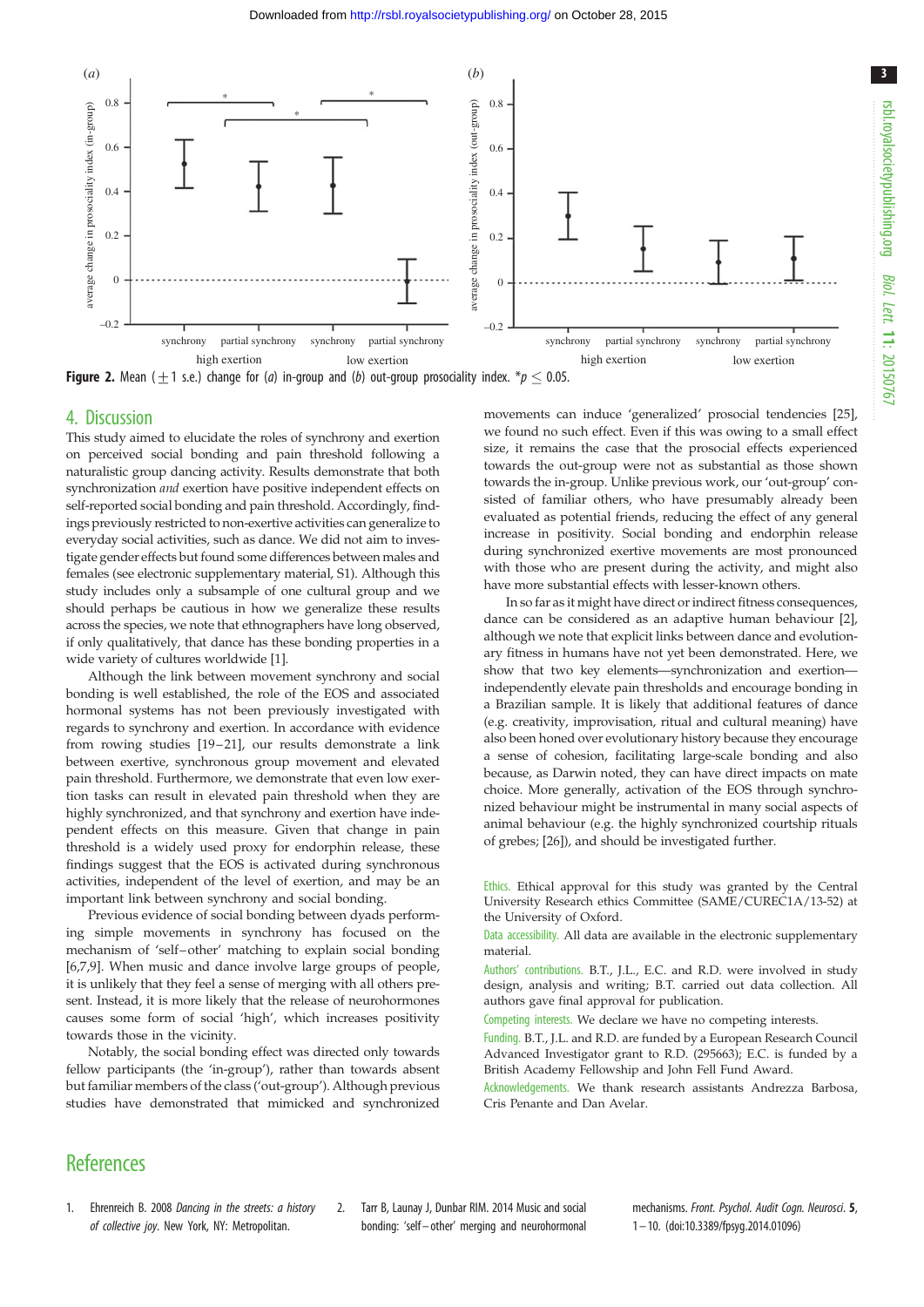**Figure 2.** Mean ($\pm 1$ s.e.) change for (*a*) in-group and (*b*) out-group prosociality index. $^{*}p \leq 0.05$.

## 4. Discussion

This study aimed to elucidate the roles of synchrony and exertion on perceived social bonding and pain threshold following a naturalistic group dancing activity. Results demonstrate that both synchronization *and* exertion have positive independent effects on self-reported social bonding and pain threshold. Accordingly, findings previously restricted to non-exertive activities can generalize to everyday social activities, such as dance. We did not aim to investigate gender effects but found some differences between males and females (see electronic supplementary material, S1). Although this study includes only a subsample of one cultural group and we should perhaps be cautious in how we generalize these results across the species, we note that ethnographers have long observed, if only qualitatively, that dance has these bonding properties in a wide variety of cultures worldwide [1].

Although the link between movement synchrony and social bonding is well established, the role of the EOS and associated hormonal systems has not been previously investigated with regards to synchrony and exertion. In accordance with evidence from rowing studies [19–21], our results demonstrate a link between exertive, synchronous group movement and elevated pain threshold. Furthermore, we demonstrate that even low exertion tasks can result in elevated pain threshold when they are highly synchronized, and that synchrony and exertion have independent effects on this measure. Given that change in pain threshold is a widely used proxy for endorphin release, these findings suggest that the EOS is activated during synchronous activities, independent of the level of exertion, and may be an important link between synchrony and social bonding.

Previous evidence of social bonding between dyads performing simple movements in synchrony has focused on the mechanism of 'self–other' matching to explain social bonding [6,7,9]. When music and dance involve large groups of people, it is unlikely that they feel a sense of merging with all others present. Instead, it is more likely that the release of neurohormones causes some form of social 'high', which increases positivity towards those in the vicinity.

Notably, the social bonding effect was directed only towards fellow participants (the 'in-group'), rather than towards absent but familiar members of the class ('out-group'). Although previous studies have demonstrated that mimicked and synchronized movements can induce 'generalized' prosocial tendencies [25], we found no such effect. Even if this was owing to a small effect size, it remains the case that the prosocial effects experienced towards the out-group were not as substantial as those shown towards the in-group. Unlike previous work, our 'out-group' consisted of familiar others, who have presumably already been evaluated as potential friends, reducing the effect of any general increase in positivity. Social bonding and endorphin release during synchronized exertive movements are most pronounced with those who are present during the activity, and might also have more substantial effects with lesser-known others.

In so far as it might have direct or indirect fitness consequences, dance can be considered as an adaptive human behaviour [2], although we note that explicit links between dance and evolutionary fitness in humans have not yet been demonstrated. Here, we show that two key elements—synchronization and exertion—independently elevate pain thresholds and encourage bonding in a Brazilian sample. It is likely that additional features of dance (e.g. creativity, improvisation, ritual and cultural meaning) have also been honed over evolutionary history because they encourage a sense of cohesion, facilitating large-scale bonding and also because, as Darwin noted, they can have direct impacts on mate choice. More generally, activation of the EOS through synchronized behaviour might be instrumental in many social aspects of animal behaviour (e.g. the highly synchronized courtship rituals of grebes; [26]), and should be investigated further.

Ethics. Ethical approval for this study was granted by the Central University Research ethics Committee (SAME/CUREC1A/13-52) at the University of Oxford.

Data accessibility. All data are available in the electronic supplementary material.

Authors' contributions. B.T., J.L., E.C. and R.D. were involved in study design, analysis and writing; B.T. carried out data collection. All authors gave final approval for publication.

Competing interests. We declare we have no competing interests.

Funding. B.T., J.L. and R.D. are funded by a European Research Council Advanced Investigator grant to R.D. (295663); E.C. is funded by a British Academy Fellowship and John Fell Fund Award.

Acknowledgements. We thank research assistants Andrezza Barbosa, Cris Penante and Dan Avelar.

## References

1. Ehrenreich B. 2008 *Dancing in the streets: a history of collective joy*. New York, NY: Metropolitan.
2. Tarr B, Launay J, Dunbar RIM. 2014 Music and social bonding: 'self–other' merging and neurohormonal mechanisms. *Front. Psychol. Audit Cogn. Neurosci.* **5**, 1–10. (doi:10.3389/fpsyg.2014.01096)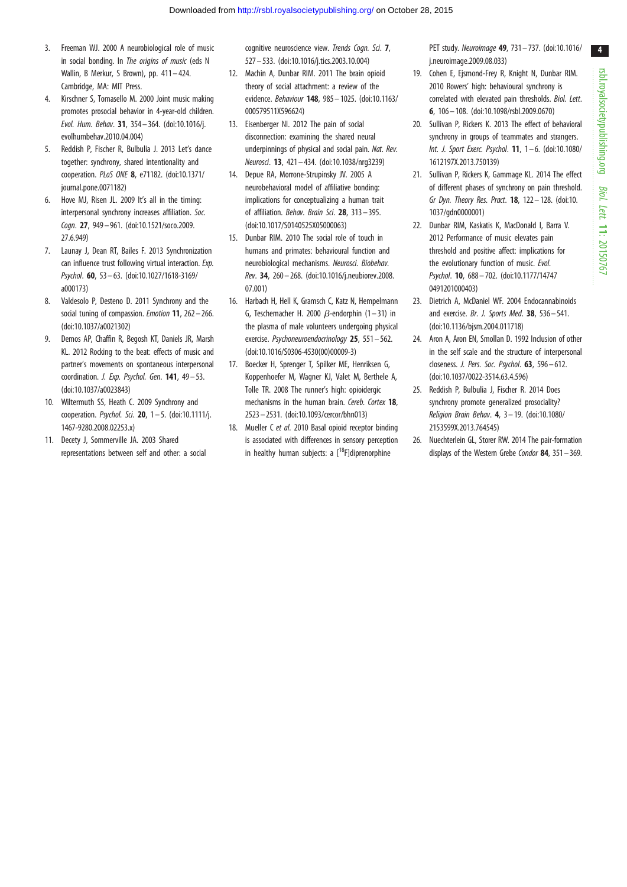3. Freeman WJ. 2000 A neurobiological role of music in social bonding. In *The origins of music* (eds N Wallin, B Merkur, S Brown), pp. 411–424. Cambridge, MA: MIT Press.
4. Kirschner S, Tomasello M. 2000 Joint music making promotes prosocial behavior in 4-year-old children. *Evol. Hum. Behav*. **31**, 354–364. (doi:10.1016/j.evolhumbehav.2010.04.004)
5. Reddish P, Fischer R, Bulbulia J. 2013 Let's dance together: synchrony, shared intentionality and cooperation. *PLoS ONE* **8**, e71182. (doi:10.1371/journal.pone.0071182)
6. Hove MJ, Risen JL. 2009 It's all in the timing: interpersonal synchrony increases affiliation. *Soc. Cogn*. **27**, 949–961. (doi:10.1521/soco.2009.27.6.949)
7. Launay J, Dean RT, Bailes F. 2013 Synchronization can influence trust following virtual interaction. *Exp. Psychol*. **60**, 53–63. (doi:10.1027/1618-3169/a000173)
8. Valdesolo P, Desteno D. 2011 Synchrony and the social tuning of compassion. *Emotion* **11**, 262–266. (doi:10.1037/a0021302)
9. Demos AP, Chaffin R, Begosh KT, Daniels JR, Marsh KL. 2012 Rocking to the beat: effects of music and partner's movements on spontaneous interpersonal coordination. *J. Exp. Psychol. Gen*. **141**, 49–53. (doi:10.1037/a0023843)
10. Wiltermuth SS, Heath C. 2009 Synchrony and cooperation. *Psychol. Sci*. **20**, 1–5. (doi:10.1111/j.1467-9280.2008.02253.x)
11. Decety J, Sommerville JA. 2003 Shared representations between self and other: a social cognitive neuroscience view. *Trends Cogn. Sci*. **7**, 527–533. (doi:10.1016/j.tics.2003.10.004)
12. Machin A, Dunbar RIM. 2011 The brain opioid theory of social attachment: a review of the evidence. *Behaviour* **148**, 985–1025. (doi:10.1163/000579511X596624)
13. Eisenberger NI. 2012 The pain of social disconnection: examining the shared neural underpinnings of physical and social pain. *Nat. Rev. Neurosci*. **13**, 421–434. (doi:10.1038/nrg3239)
14. Depue RA, Morrone-Strupinsky JV. 2005 A neurobehavioral model of affiliative bonding: implications for conceptualizing a human trait of affiliation. *Behav. Brain Sci*. **28**, 313–395. (doi:10.1017/S0140525X05000063)
15. Dunbar RIM. 2010 The social role of touch in humans and primates: behavioural function and neurobiological mechanisms. *Neurosci. Biobehav. Rev*. **34**, 260–268. (doi:10.1016/j.neubiorev.2008.07.001)
16. Harbach H, Hell K, Gramsch C, Katz N, Hempelmann G, Teschemacher H. 2000 $\beta$-endorphin (1–31) in the plasma of male volunteers undergoing physical exercise. *Psychoneuroendocrinology* **25**, 551–562. (doi:10.1016/S0306-4530(00)00009-3)
17. Boecker H, Sprenger T, Spilker ME, Henriksen G, Koppenhoefer M, Wagner KJ, Valet M, Berthele A, Tolle TR. 2008 The runner's high: opioidergic mechanisms in the human brain. *Cereb. Cortex* **18**, 2523–2531. (doi:10.1093/cercor/bhn013)
18. Mueller C *et al*. 2010 Basal opioid receptor binding is associated with differences in sensory perception in healthy human subjects: a [$^{18}$F]diprenorphine PET study. *Neuroimage* **49**, 731–737. (doi:10.1016/j.neuroimage.2009.08.033)
19. Cohen E, Ejsmond-Frey R, Knight N, Dunbar RIM. 2010 Rowers' high: behavioural synchrony is correlated with elevated pain thresholds. *Biol. Lett*. **6**, 106–108. (doi:10.1098/rsbl.2009.0670)
20. Sullivan P, Rickers K. 2013 The effect of behavioral synchrony in groups of teammates and strangers. *Int. J. Sport Exerc. Psychol*. **11**, 1–6. (doi:10.1080/1612197X.2013.750139)
21. Sullivan P, Rickers K, Gammage KL. 2014 The effect of different phases of synchrony on pain threshold. *Gr Dyn. Theory Res. Pract*. **18**, 122–128. (doi:10.1037/gdn0000001)
22. Dunbar RIM, Kaskatis K, MacDonald I, Barra V. 2012 Performance of music elevates pain threshold and positive affect: implications for the evolutionary function of music. *Evol. Psychol*. **10**, 688–702. (doi:10.1177/147470491201000403)
23. Dietrich A, McDaniel WF. 2004 Endocannabinoids and exercise. *Br. J. Sports Med*. **38**, 536–541. (doi:10.1136/bjsm.2004.011718)
24. Aron A, Aron EN, Smollan D. 1992 Inclusion of other in the self scale and the structure of interpersonal closeness. *J. Pers. Soc. Psychol*. **63**, 596–612. (doi:10.1037/0022-3514.63.4.596)
25. Reddish P, Bulbulia J, Fischer R. 2014 Does synchrony promote generalized prosociality? *Religion Brain Behav*. **4**, 3–19. (doi:10.1080/2153599X.2013.764545)
26. Nuechterlein GL, Storer RW. 2014 The pair-formation displays of the Western Grebe *Condor* **84**, 351–369.